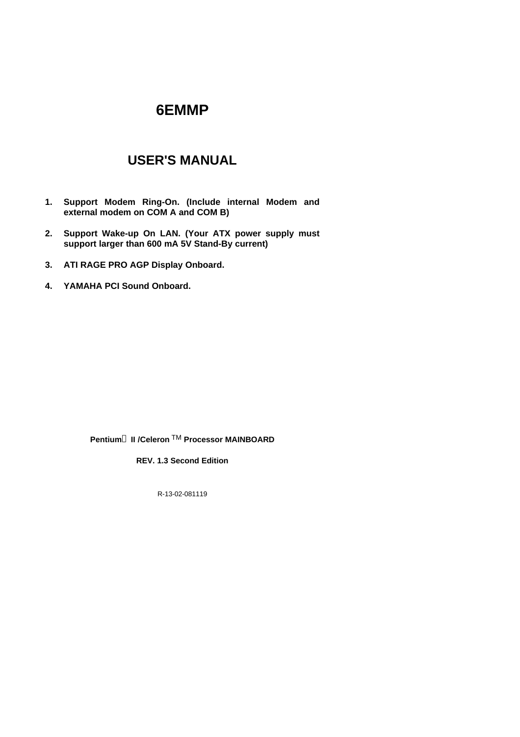# 6EMMP

# USER'S MANUAL

1. **Support Modem Ring-On. (Include internal Modem and external modem on COM A and COM B)**
2. **Support Wake-up On LAN. (Your ATX power supply must support larger than 600 mA 5V Stand-By current)**
3. **ATI RAGE PRO AGP Display Onboard.**
4. **YAMAHA PCI Sound Onboard.**

**Pentium® II /Celeron ™ Processor MAINBOARD**

**REV. 1.3 Second Edition**

R-13-02-081119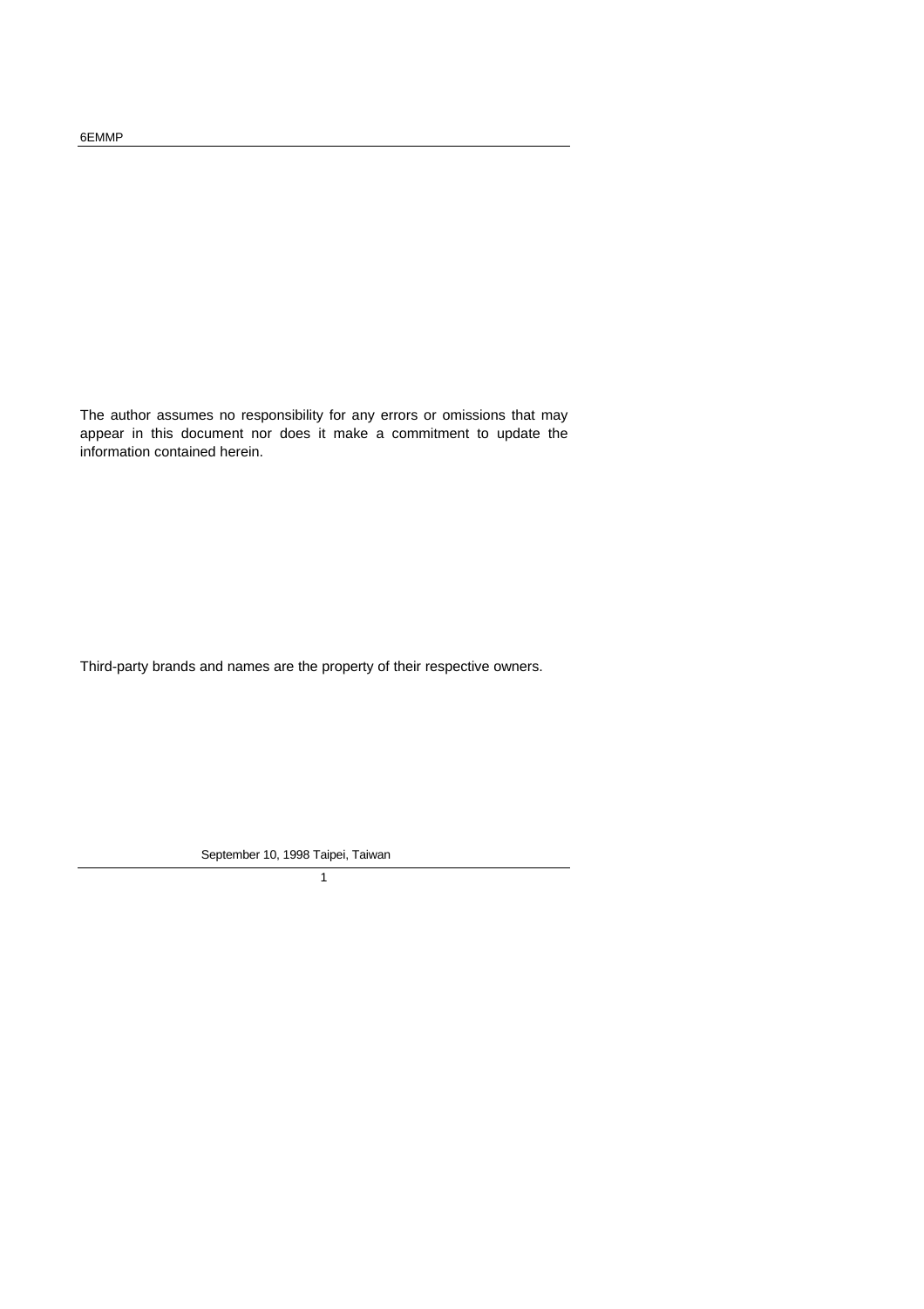The author assumes no responsibility for any errors or omissions that may appear in this document nor does it make a commitment to update the information contained herein.

Third-party brands and names are the property of their respective owners.

September 10, 1998 Taipei, Taiwan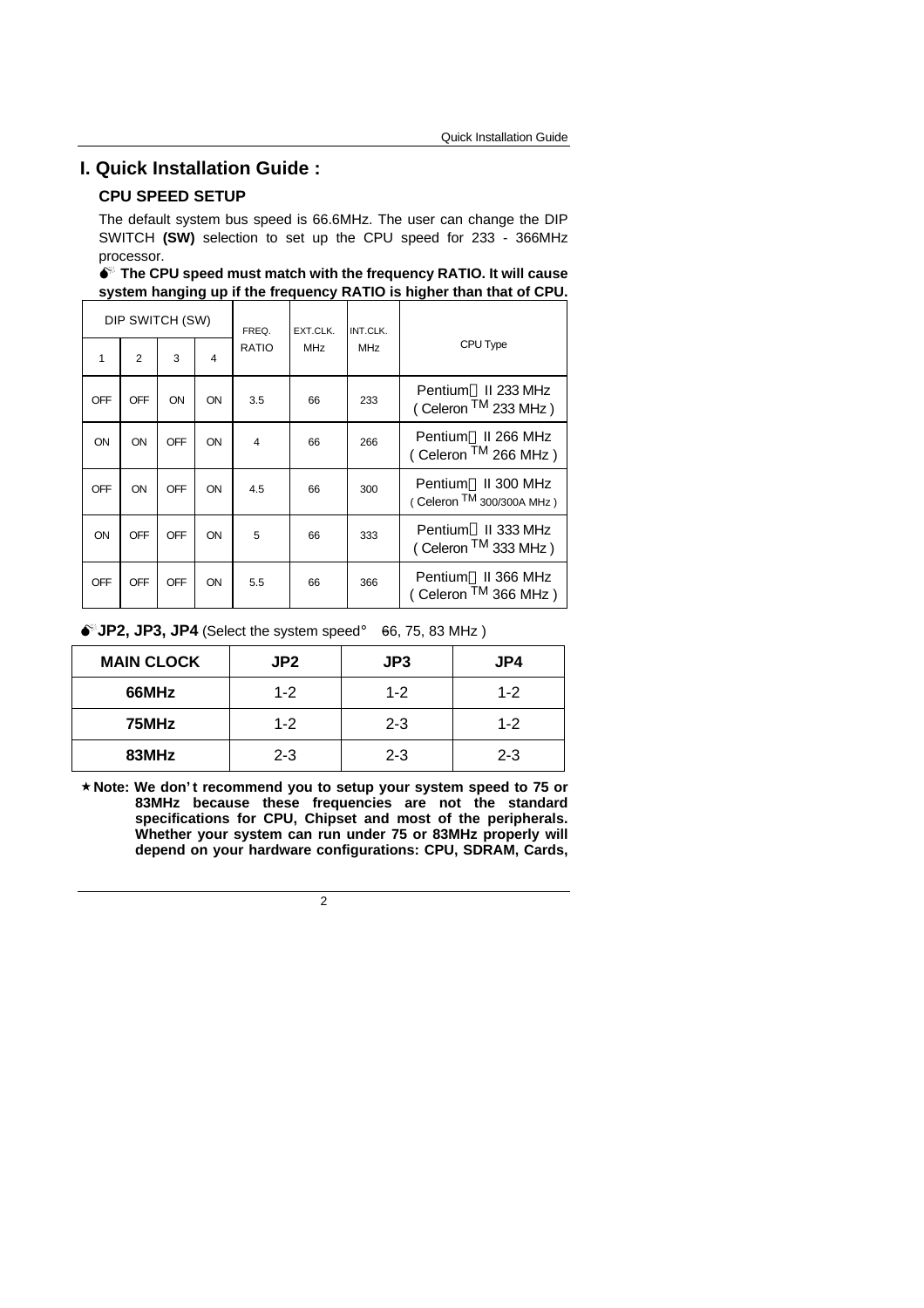# I. Quick Installation Guide :

## CPU SPEED SETUP

The default system bus speed is 66.6MHz. The user can change the DIP SWITCH **(SW)** selection to set up the CPU speed for 233 - 366MHz processor.

**The CPU speed must match with the frequency RATIO. It will cause system hanging up if the frequency RATIO is higher than that of CPU.**

| DIP SWITCH (SW) | | | | FREQ. RATIO | EXT.CLK. MHz | INT.CLK. MHz | CPU Type |
|---|---|---|---|---|---|---|---|
| 1 | 2 | 3 | 4 | | | | |
| OFF | OFF | ON | ON | 3.5 | 66 | 233 | Pentium II 233 MHz ( Celeron TM 233 MHz ) |
| ON | ON | OFF | ON | 4 | 66 | 266 | Pentium II 266 MHz ( Celeron TM 266 MHz ) |
| OFF | ON | OFF | ON | 4.5 | 66 | 300 | Pentium II 300 MHz ( Celeron TM 300/300A MHz ) |
| ON | OFF | OFF | ON | 5 | 66 | 333 | Pentium II 333 MHz ( Celeron TM 333 MHz ) |
| OFF | OFF | OFF | ON | 5.5 | 66 | 366 | Pentium II 366 MHz ( Celeron TM 366 MHz ) |

**JP2, JP3, JP4** (Select the system speed : 66, 75, 83 MHz )

| MAIN CLOCK | JP2 | JP3 | JP4 |
|---|---|---|---|
| **66MHz** | 1-2 | 1-2 | 1-2 |
| **75MHz** | 1-2 | 2-3 | 1-2 |
| **83MHz** | 2-3 | 2-3 | 2-3 |

★ **Note: We don't recommend you to setup your system speed to 75 or 83MHz because these frequencies are not the standard specifications for CPU, Chipset and most of the peripherals. Whether your system can run under 75 or 83MHz properly will depend on your hardware configurations: CPU, SDRAM, Cards,**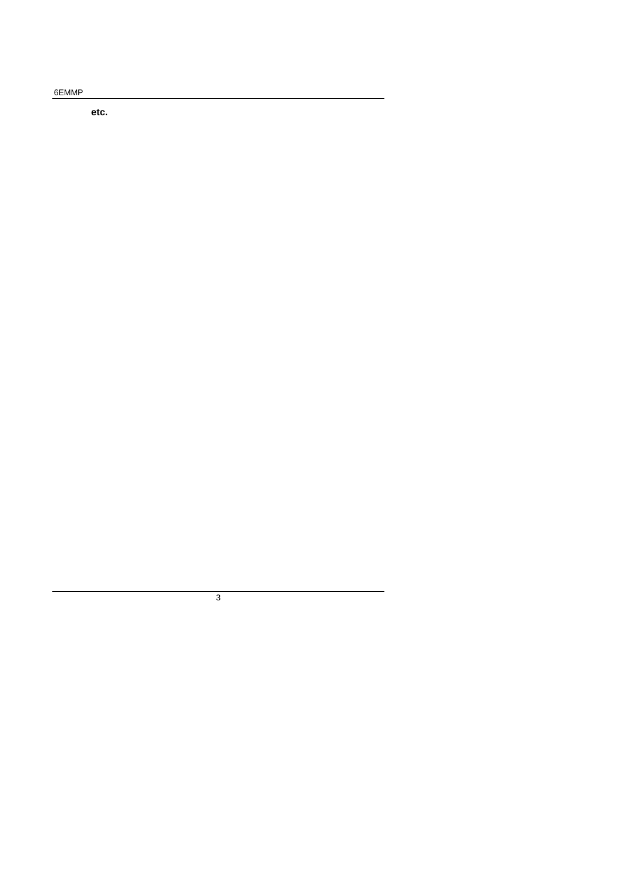**etc.**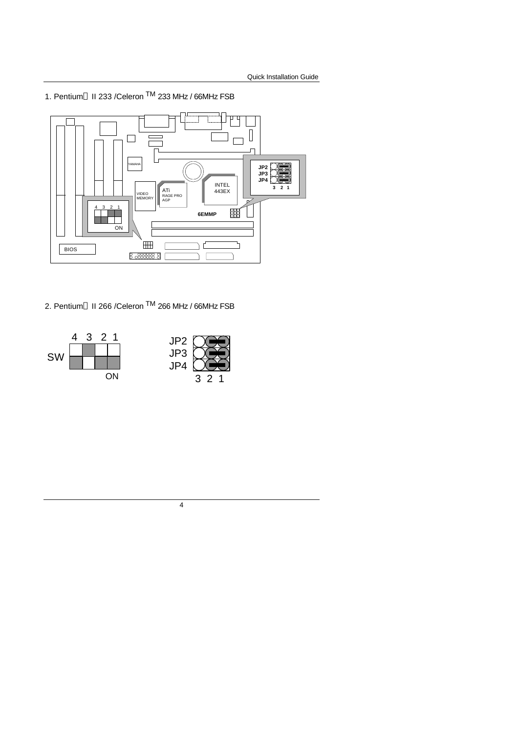1. Pentium II 233 /Celeron TM 233 MHz / 66MHz FSB

JP2
JP3
JP4
3 2 1

YAMAHA

INTEL
443EX

VIDEO
MEMORY

ATi
RAGE PRO
AGP

4 3 2 1

ON

6EMMP

BIOS

2. Pentium II 266 /Celeron TM 266 MHz / 66MHz FSB

4 3 2 1
SW
ON

JP2
JP3
JP4
3 2 1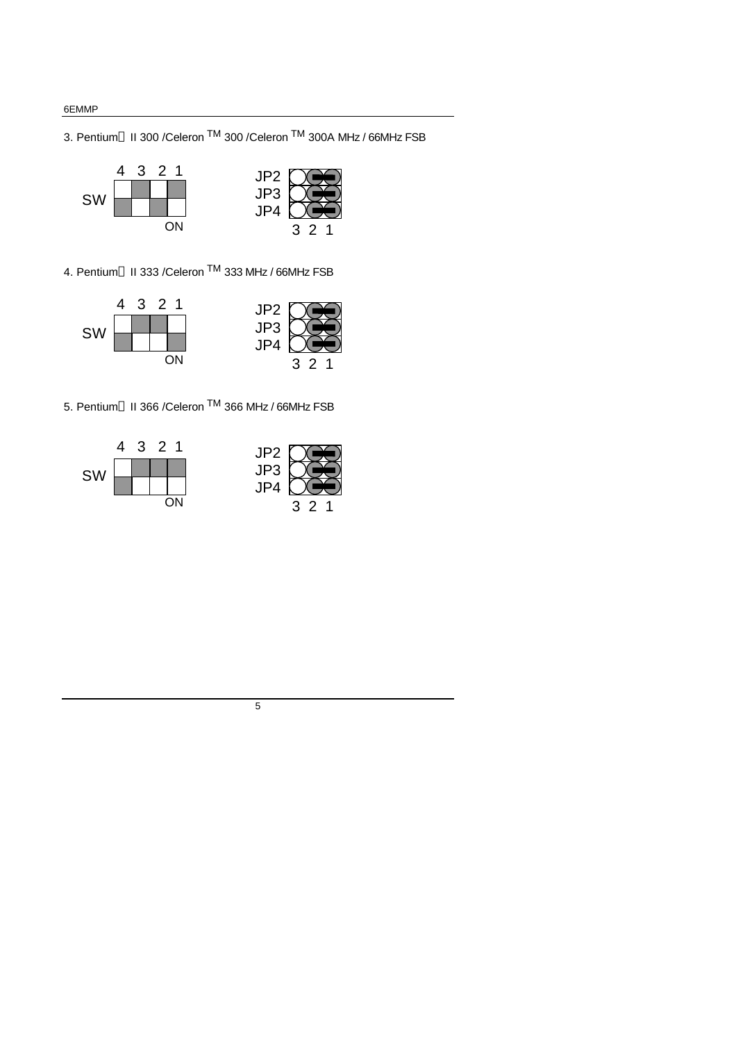3. Pentium® II 300 /Celeron TM 300 /Celeron TM 300A MHz / 66MHz FSB

4 3 2 1

SW

ON

JP2
JP3
JP4

3 2 1

4. Pentium® II 333 /Celeron TM 333 MHz / 66MHz FSB

4 3 2 1

SW

ON

JP2
JP3
JP4

3 2 1

5. Pentium® II 366 /Celeron TM 366 MHz / 66MHz FSB

4 3 2 1

SW

ON

JP2
JP3
JP4

3 2 1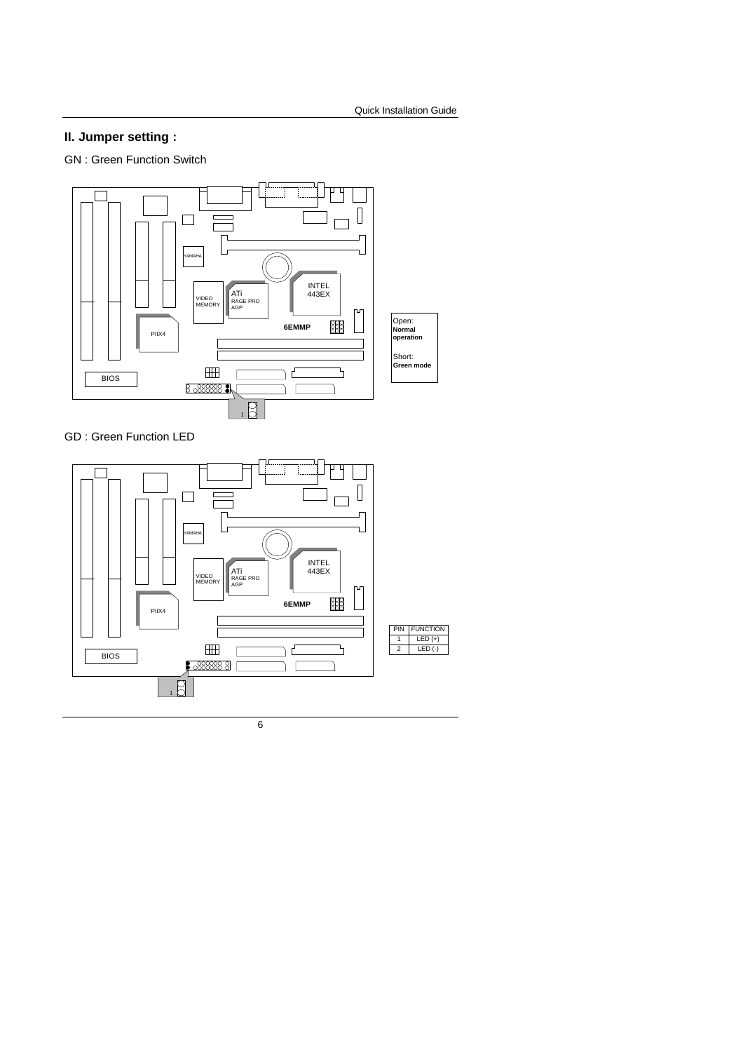## II. Jumper setting :

GN : Green Function Switch

YAMAHA

VIDEO MEMORY

ATi RAGE PRO AGP

INTEL 443EX

6EMMP

PIIX4

BIOS

1

Open: **Normal operation**

Short: **Green mode**

GD : Green Function LED

YAMAHA

VIDEO MEMORY

ATi RAGE PRO AGP

INTEL 443EX

6EMMP

PIIX4

BIOS

1

| PIN | FUNCTION |
| --- | --- |
| 1 | LED (+) |
| 2 | LED (-) |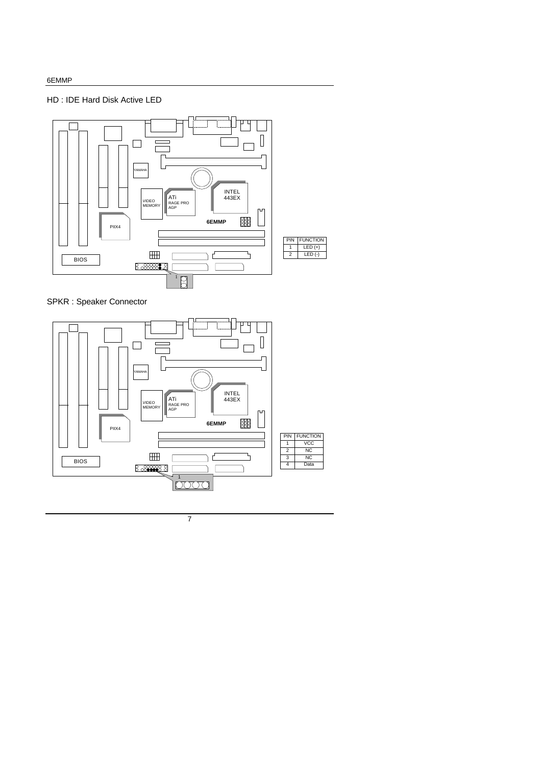## HD : IDE Hard Disk Active LED

| PIN | FUNCTION |
|---|---|
| 1 | LED (+) |
| 2 | LED (-) |

## SPKR : Speaker Connector

| PIN | FUNCTION |
|---|---|
| 1 | VCC |
| 2 | NC |
| 3 | NC |
| 4 | Data |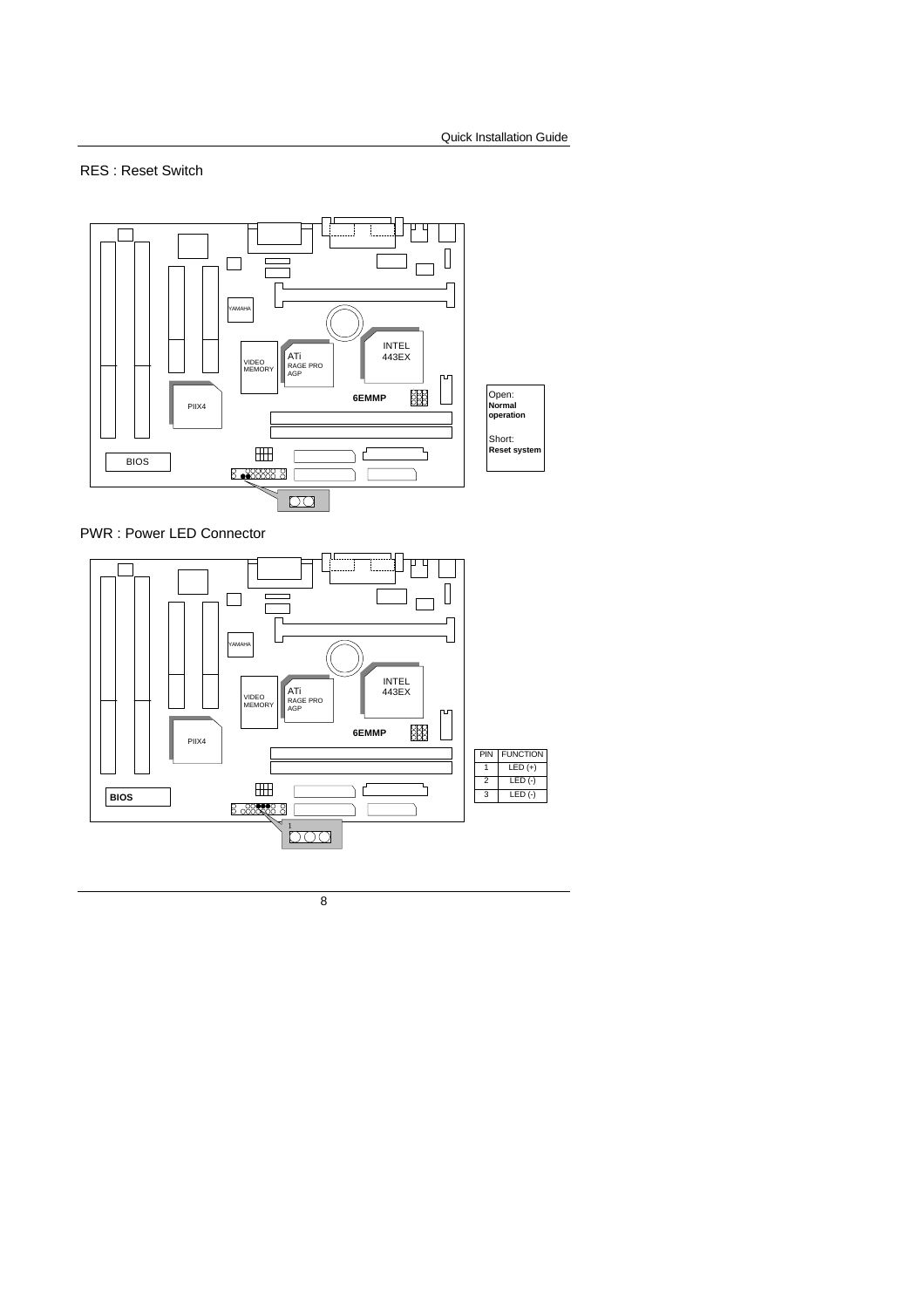RES : Reset Switch

YAMAHA

VIDEO MEMORY

ATi RAGE PRO AGP

INTEL 443EX

6EMMP

PIIX4

BIOS

Open:
**Normal operation**

Short:
**Reset system**

PWR : Power LED Connector

YAMAHA

VIDEO MEMORY

ATi RAGE PRO AGP

INTEL 443EX

6EMMP

PIIX4

**BIOS**

1

| PIN | FUNCTION |
|---|---|
| 1 | LED (+) |
| 2 | LED (-) |
| 3 | LED (-) |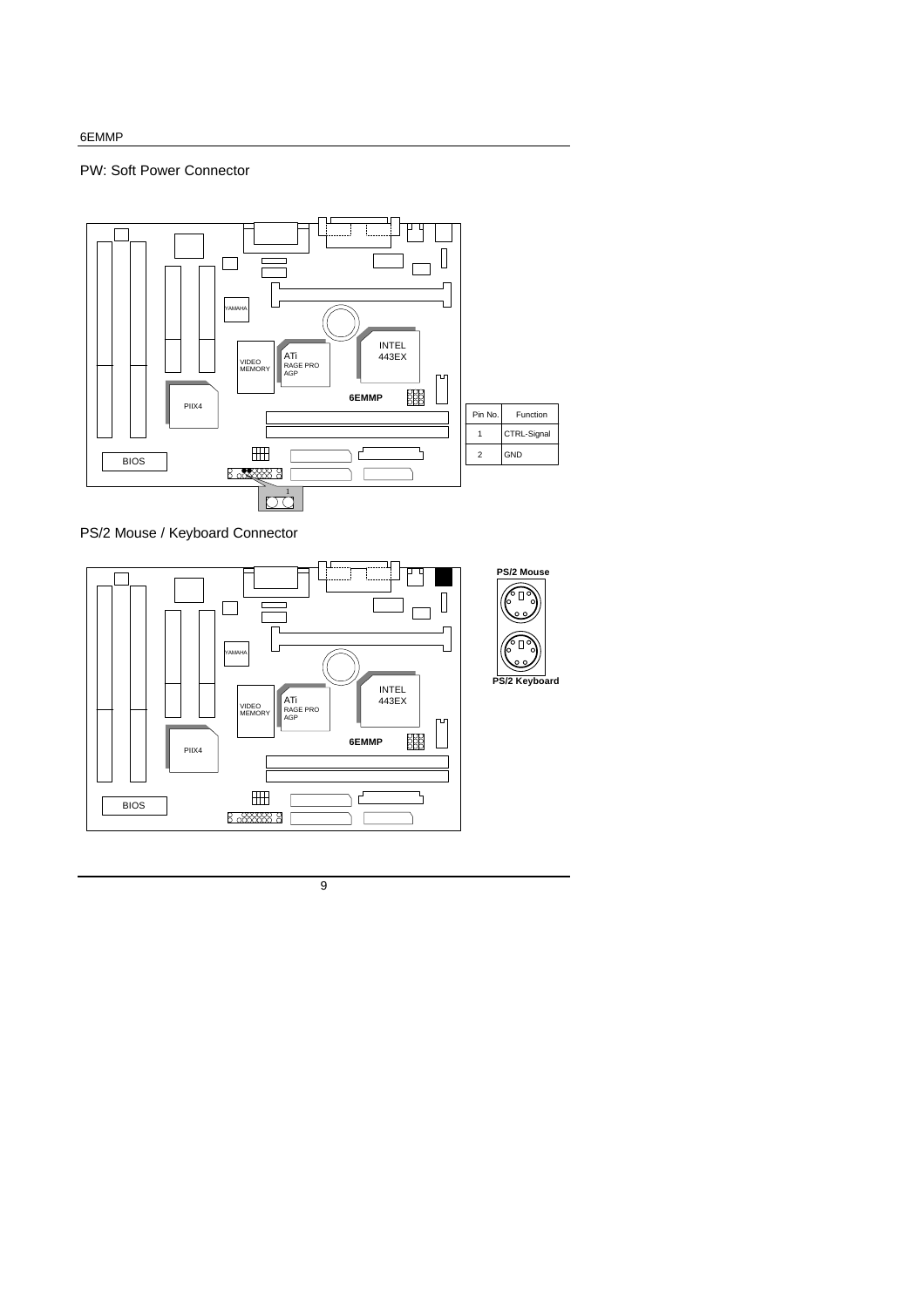## PW: Soft Power Connector

| Pin No. | Function |
| --- | --- |
| 1 | CTRL-Signal |
| 2 | GND |

## PS/2 Mouse / Keyboard Connector

PS/2 Mouse

PS/2 Keyboard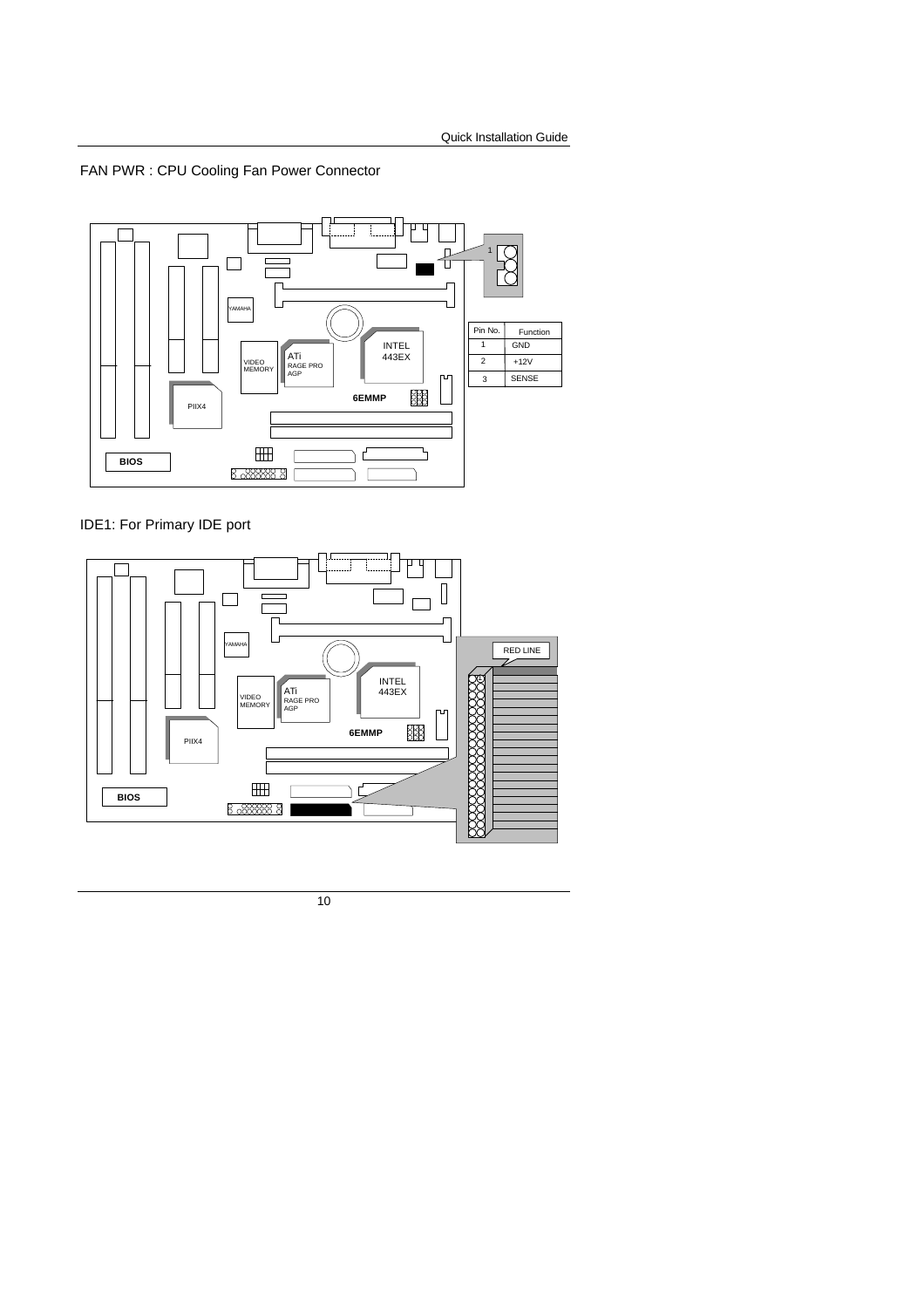FAN PWR : CPU Cooling Fan Power Connector

| Pin No. | Function |
| --- | --- |
| 1 | GND |
| 2 | +12V |
| 3 | SENSE |

IDE1: For Primary IDE port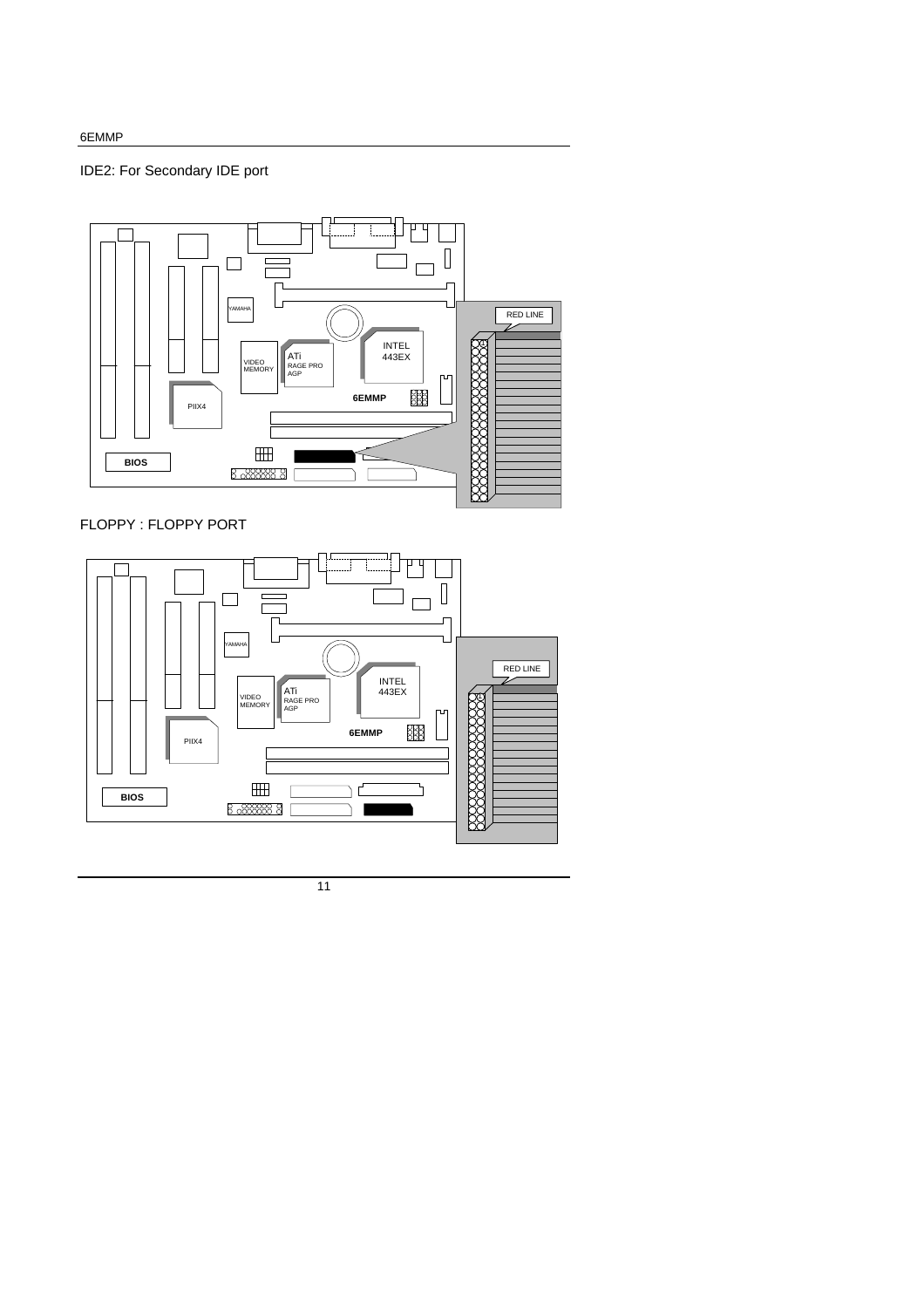IDE2: For Secondary IDE port

YAMAHA

RED LINE

INTEL
443EX

VIDEO
MEMORY

ATi
RAGE PRO
AGP

6EMMP

PIIX4

BIOS

FLOPPY : FLOPPY PORT

YAMAHA

RED LINE

INTEL
443EX

VIDEO
MEMORY

ATi
RAGE PRO
AGP

6EMMP

PIIX4

BIOS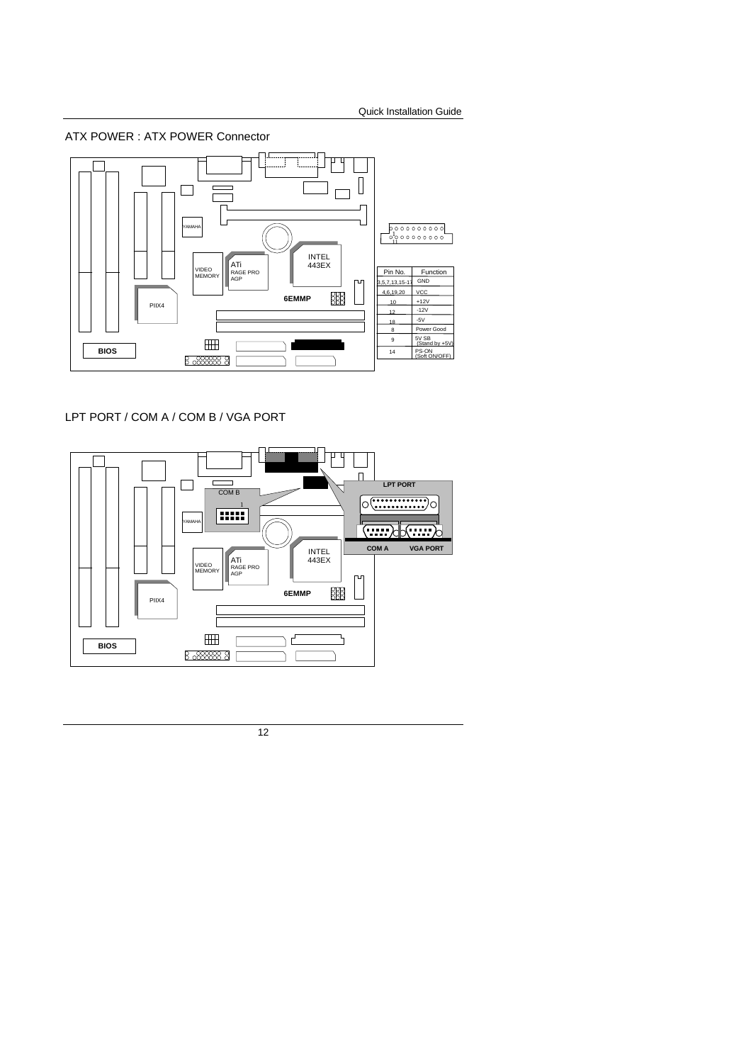## ATX POWER : ATX POWER Connector

YAMAHA

VIDEO MEMORY

ATi RAGE PRO AGP

INTEL 443EX

6EMMP

PIIX4

BIOS

| Pin No. | Function |
|---|---|
| 3,5,7,13,15-17 | GND |
| 4,6,19,20 | VCC |
| 10 | +12V |
| 12 | -12V |
| 18 | -5V |
| 8 | Power Good |
| 9 | 5V SB (Stand by +5V) |
| 14 | PS-ON (Soft ON/OFF) |

## LPT PORT / COM A / COM B / VGA PORT

COM B

1

LPT PORT

COM A

VGA PORT

YAMAHA

VIDEO MEMORY

ATi RAGE PRO AGP

INTEL 443EX

6EMMP

PIIX4

BIOS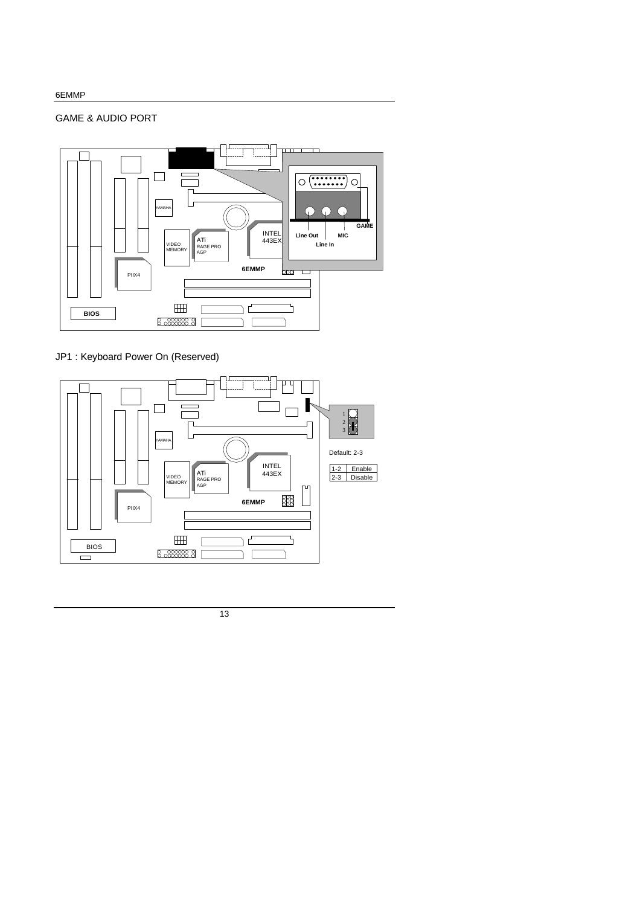## GAME & AUDIO PORT

YAMAHA

VIDEO MEMORY

ATi RAGE PRO AGP

INTEL 443EX

6EMMP

PIIX4

BIOS

Line Out

Line In

MIC

GAME

## JP1 : Keyboard Power On (Reserved)

YAMAHA

VIDEO MEMORY

ATi RAGE PRO AGP

INTEL 443EX

6EMMP

PIIX4

BIOS

1
2
3

Default: 2-3

| | |
|---|---|
| 1-2 | Enable |
| 2-3 | Disable |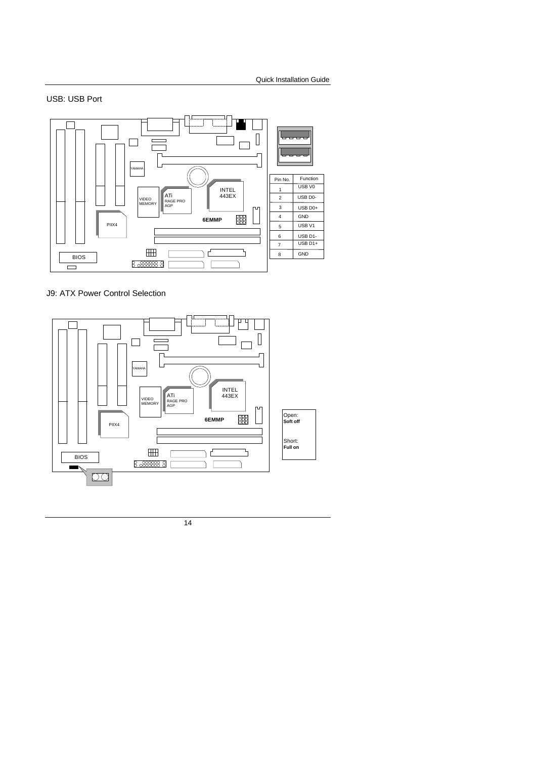## USB: USB Port

| Pin No. | Function |
|---|---|
| 1 | USB V0 |
| 2 | USB D0- |
| 3 | USB D0+ |
| 4 | GND |
| 5 | USB V1 |
| 6 | USB D1- |
| 7 | USB D1+ |
| 8 | GND |

## J9: ATX Power Control Selection

Open: **Soft off**

Short: **Full on**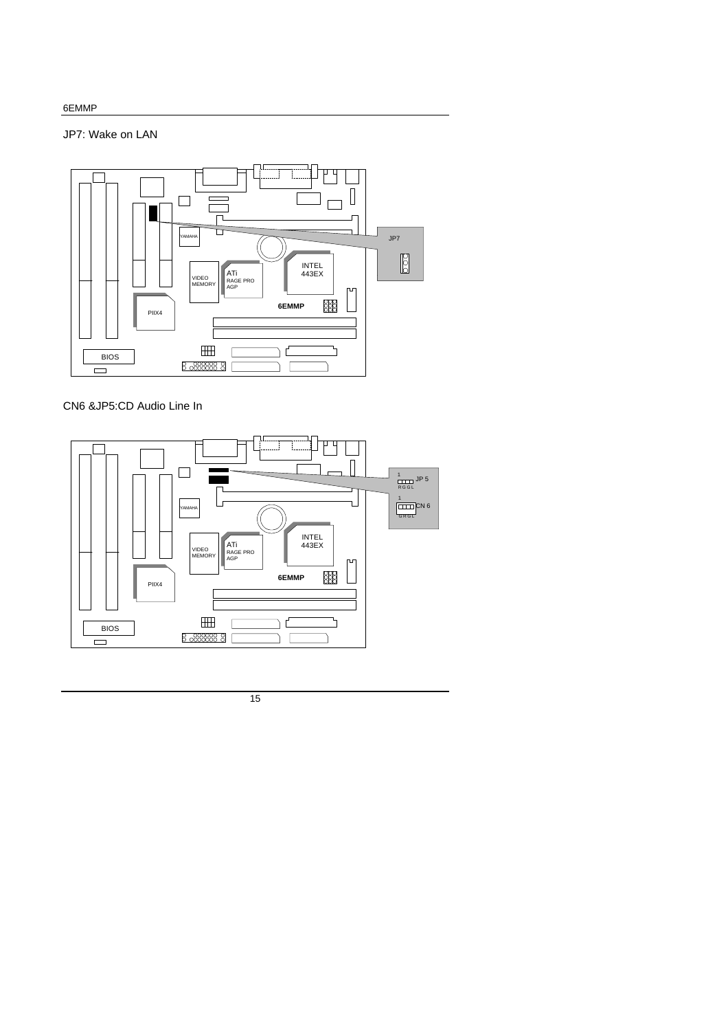## JP7: Wake on LAN

YAMAHA

VIDEO MEMORY

ATi RAGE PRO AGP

INTEL 443EX

6EMMP

PIIX4

BIOS

JP7

## CN6 &JP5:CD Audio Line In

YAMAHA

VIDEO MEMORY

ATi RAGE PRO AGP

INTEL 443EX

6EMMP

PIIX4

BIOS

1 JP 5 R G G L

1 CN 6 G R G L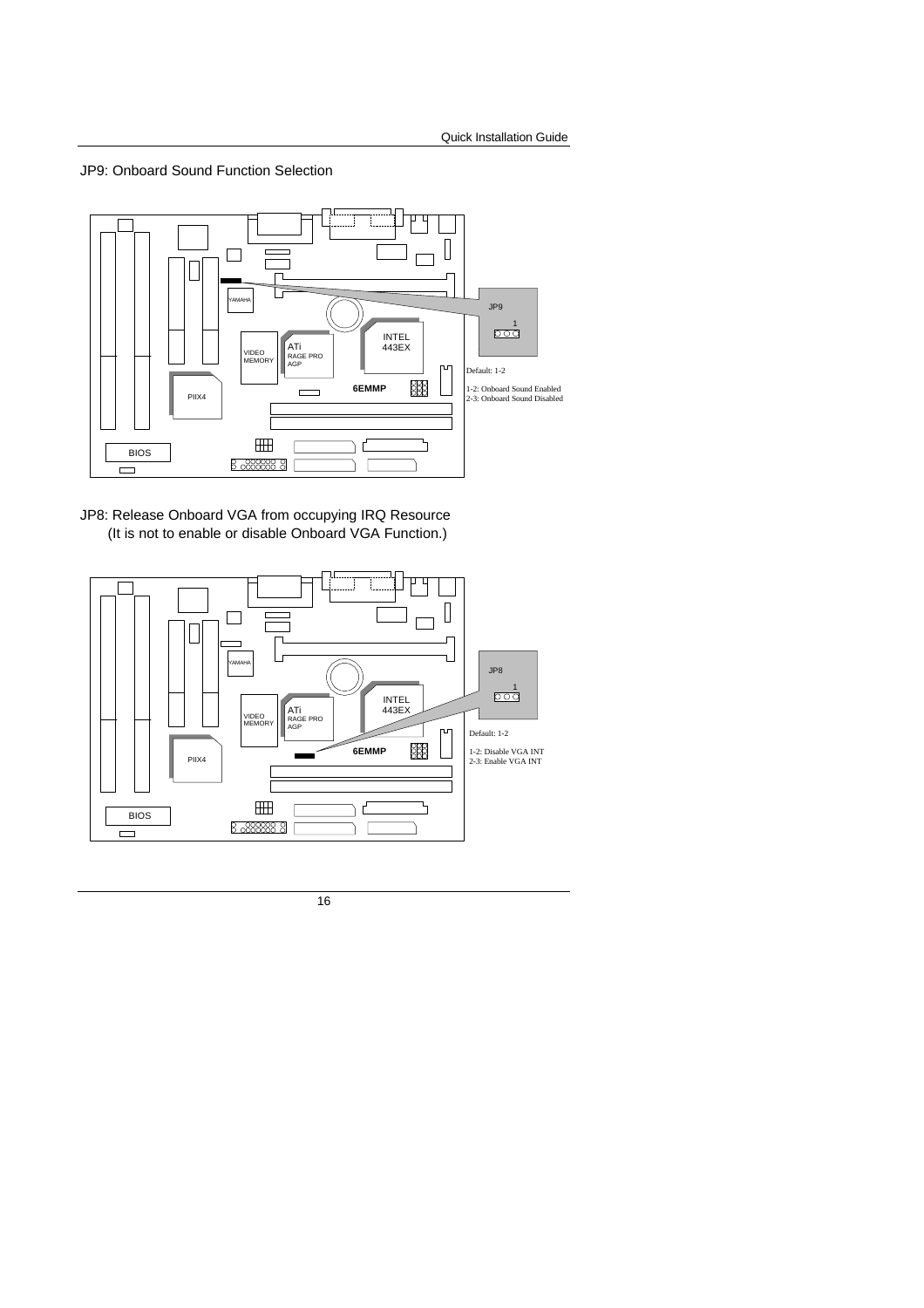JP9: Onboard Sound Function Selection

YAMAHA

VIDEO MEMORY

ATi RAGE PRO AGP

INTEL 443EX

6EMMP

PIIX4

BIOS

JP9

1

Default: 1-2

1-2: Onboard Sound Enabled
2-3: Onboard Sound Disabled

JP8: Release Onboard VGA from occupying IRQ Resource
(It is not to enable or disable Onboard VGA Function.)

YAMAHA

VIDEO MEMORY

ATi RAGE PRO AGP

INTEL 443EX

6EMMP

PIIX4

BIOS

JP8

1

Default: 1-2

1-2: Disable VGA INT
2-3: Enable VGA INT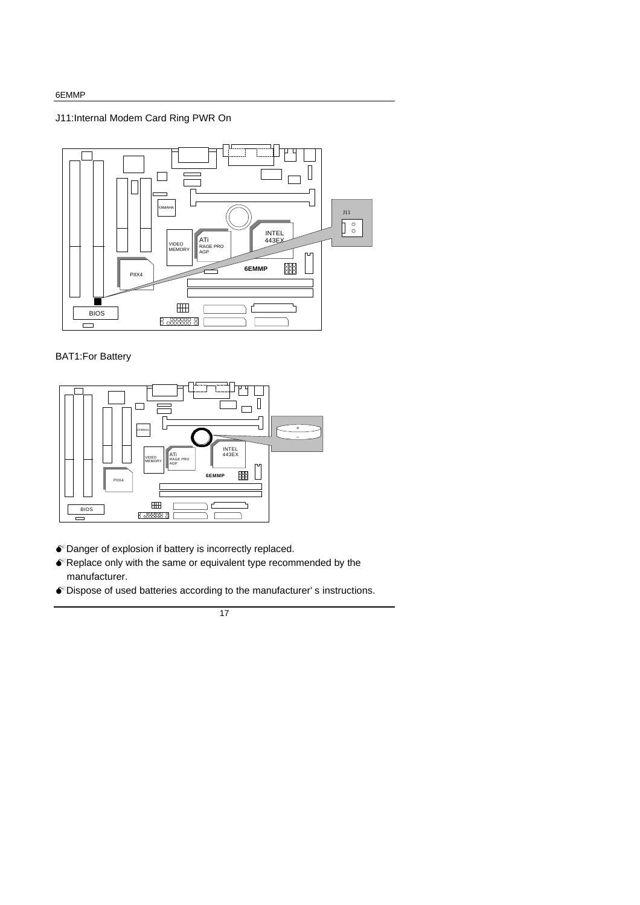J11:Internal Modem Card Ring PWR On

BAT1:For Battery

- Danger of explosion if battery is incorrectly replaced.
- Replace only with the same or equivalent type recommended by the manufacturer.
- Dispose of used batteries according to the manufacturer' s instructions.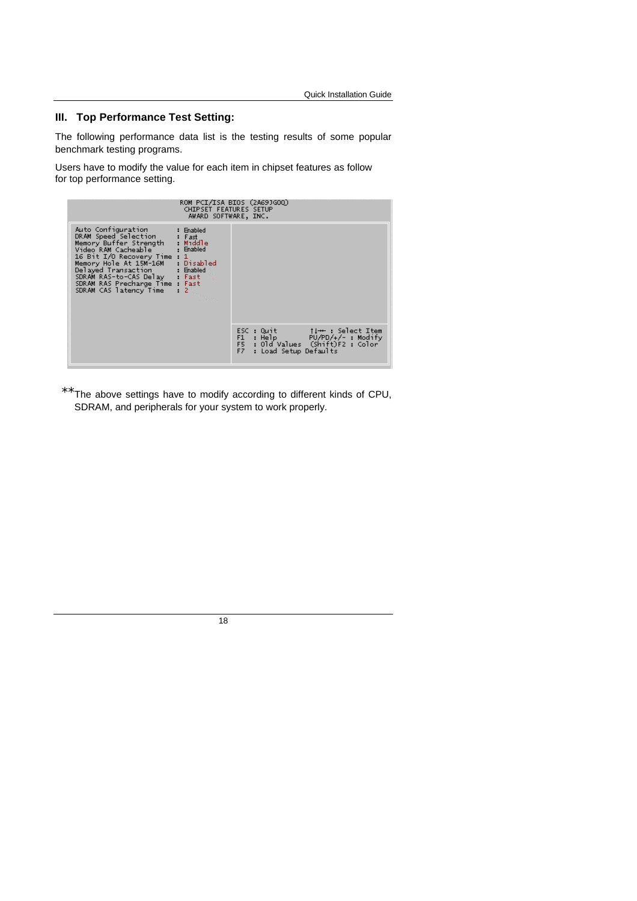## III. Top Performance Test Setting:

The following performance data list is the testing results of some popular benchmark testing programs.

Users have to modify the value for each item in chipset features as follow for top performance setting.

```
ROM PCI/ISA BIOS (2A69JG0Q)
CHIPSET FEATURES SETUP
AWARD SOFTWARE, INC.

Auto Configuration          : Enabled
DRAM Speed Selection        : Fast
Memory Buffer Strength      : Middle
Video RAM Cacheable         : Enabled
16 Bit I/O Recovery Time    : 1
Memory Hole At 15M-16M      : Disabled
Delayed Transaction         : Enabled
SDRAM RAS-to-CAS Delay      : Fast
SDRAM RAS Precharge Time    : Fast
SDRAM CAS latency Time      : 2

ESC : Quit           ↑↓→← : Select Item
F1  : Help           PU/PD/+/- : Modify
F5  : Old Values     (Shift)F2 : Color
F7  : Load Setup Defaults
```

**The above settings have to modify according to different kinds of CPU, SDRAM, and peripherals for your system to work properly.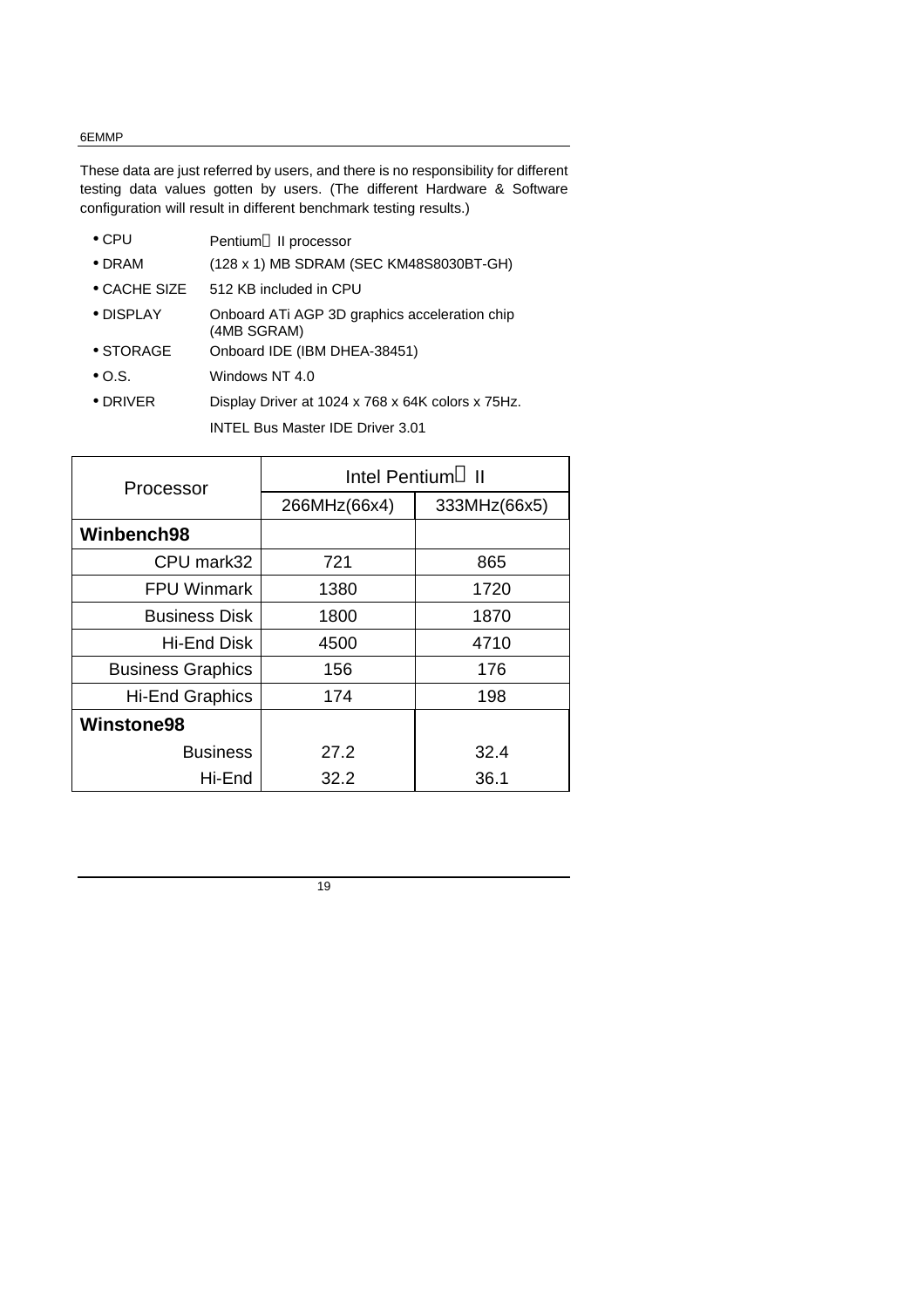These data are just referred by users, and there is no responsibility for different testing data values gotten by users. (The different Hardware & Software configuration will result in different benchmark testing results.)

- CPU Pentium II processor
- DRAM (128 x 1) MB SDRAM (SEC KM48S8030BT-GH)
- CACHE SIZE 512 KB included in CPU
- DISPLAY Onboard ATi AGP 3D graphics acceleration chip (4MB SGRAM)
- STORAGE Onboard IDE (IBM DHEA-38451)
- O.S. Windows NT 4.0
- DRIVER Display Driver at 1024 x 768 x 64K colors x 75Hz.
  INTEL Bus Master IDE Driver 3.01

| Processor | Intel Pentium II | |
|---|---|---|
| | 266MHz(66x4) | 333MHz(66x5) |
| **Winbench98** | | |
| CPU mark32 | 721 | 865 |
| FPU Winmark | 1380 | 1720 |
| Business Disk | 1800 | 1870 |
| Hi-End Disk | 4500 | 4710 |
| Business Graphics | 156 | 176 |
| Hi-End Graphics | 174 | 198 |
| **Winstone98** | | |
| Business | 27.2 | 32.4 |
| Hi-End | 32.2 | 36.1 |